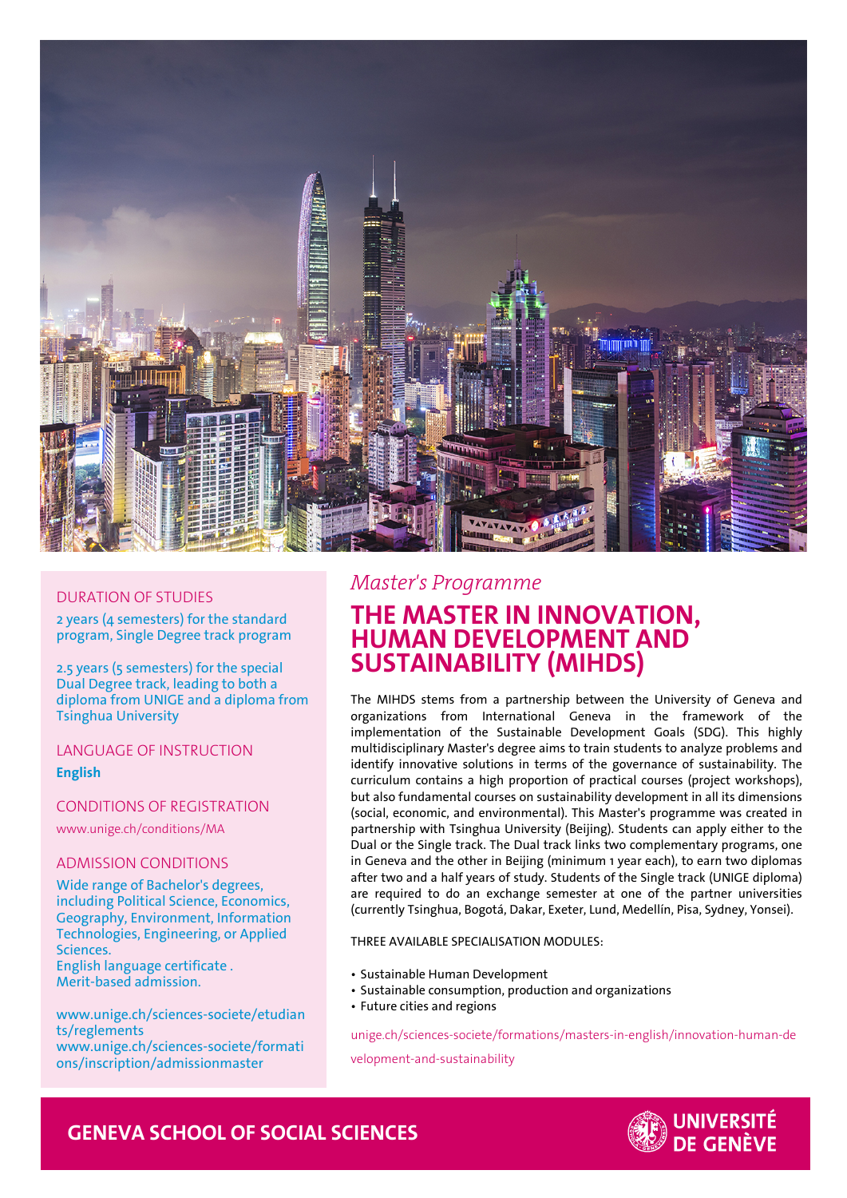*Master's Programme*

# THE MASTER IN INNOVATION, HUMAN DEVELOPMENT AND SUSTAINABILITY (MIHDS)

The MIHDS stems from a partnership between the University of Geneva and organizations from International Geneva in the framework of the implementation of the Sustainable Development Goals (SDG). This highly multidisciplinary Master's degree aims to train students to analyze problems and identify innovative solutions in terms of the governance of sustainability. The curriculum contains a high proportion of practical courses (project workshops), but also fundamental courses on sustainability development in all its dimensions (social, economic, and environmental). This Master's programme was created in partnership with Tsinghua University (Beijing). Students can apply either to the Dual or the Single track. The Dual track links two complementary programs, one in Geneva and the other in Beijing (minimum 1 year each), to earn two diplomas after two and a half years of study. Students of the Single track (UNIGE diploma) are required to do an exchange semester at one of the partner universities (currently Tsinghua, Bogotá, Dakar, Exeter, Lund, Medellín, Pisa, Sydney, Yonsei).

THREE AVAILABLE SPECIALISATION MODULES:

- Sustainable Human Development
- Sustainable consumption, production and organizations
- Future cities and regions

unige.ch/sciences-societe/formations/masters-in-english/innovation-human-development-and-sustainability

## DURATION OF STUDIES

2 years (4 semesters) for the standard program, Single Degree track program

2.5 years (5 semesters) for the special Dual Degree track, leading to both a diploma from UNIGE and a diploma from Tsinghua University

## LANGUAGE OF INSTRUCTION

**English**

## CONDITIONS OF REGISTRATION

www.unige.ch/conditions/MA

## ADMISSION CONDITIONS

Wide range of Bachelor's degrees, including Political Science, Economics, Geography, Environment, Information Technologies, Engineering, or Applied Sciences.
English language certificate .
Merit-based admission.

www.unige.ch/sciences-societe/etudiants/reglements
www.unige.ch/sciences-societe/formations/inscription/admissionmaster

**GENEVA SCHOOL OF SOCIAL SCIENCES**

**UNIVERSITÉ DE GENÈVE**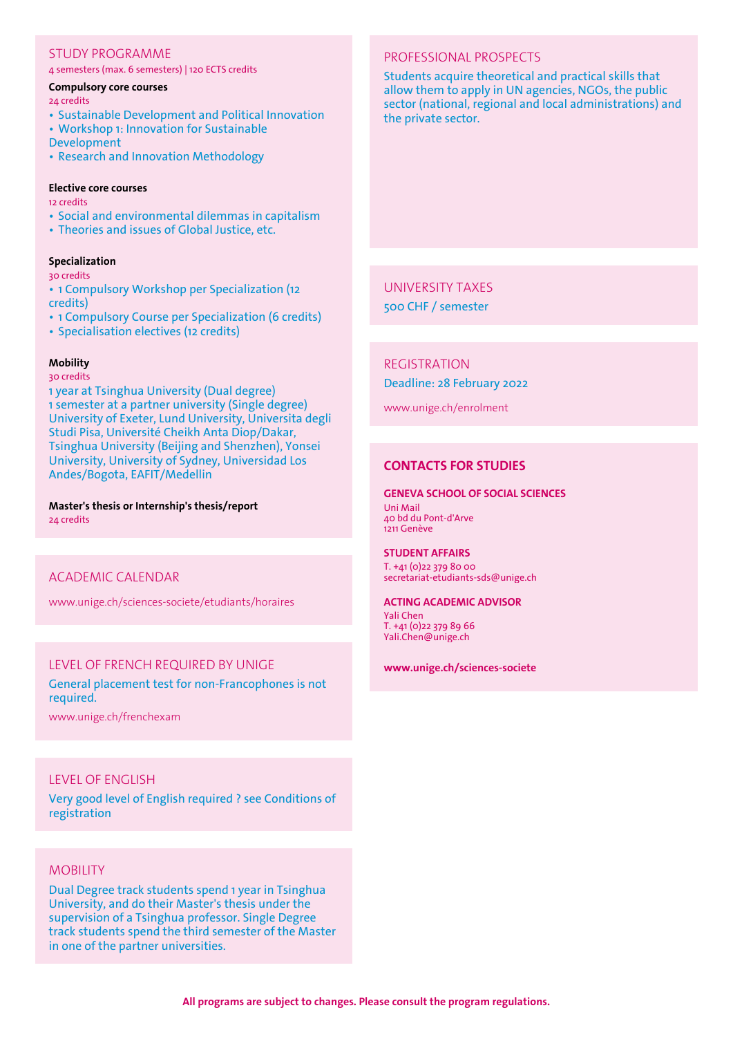## STUDY PROGRAMME

4 semesters (max. 6 semesters) | 120 ECTS credits

**Compulsory core courses**

24 credits

- Sustainable Development and Political Innovation
- Workshop 1: Innovation for Sustainable Development
- Research and Innovation Methodology

**Elective core courses**

12 credits

- Social and environmental dilemmas in capitalism
- Theories and issues of Global Justice, etc.

**Specialization**

30 credits

- 1 Compulsory Workshop per Specialization (12 credits)
- 1 Compulsory Course per Specialization (6 credits)
- Specialisation electives (12 credits)

**Mobility**

30 credits

1 year at Tsinghua University (Dual degree)
1 semester at a partner university (Single degree)
University of Exeter, Lund University, Universita degli Studi Pisa, Université Cheikh Anta Diop/Dakar, Tsinghua University (Beijing and Shenzhen), Yonsei University, University of Sydney, Universidad Los Andes/Bogota, EAFIT/Medellin

**Master's thesis or Internship's thesis/report**

24 credits

## ACADEMIC CALENDAR

www.unige.ch/sciences-societe/etudiants/horaires

## LEVEL OF FRENCH REQUIRED BY UNIGE

General placement test for non-Francophones is not required.

www.unige.ch/frenchexam

## LEVEL OF ENGLISH

Very good level of English required ? see Conditions of registration

## MOBILITY

Dual Degree track students spend 1 year in Tsinghua University, and do their Master's thesis under the supervision of a Tsinghua professor. Single Degree track students spend the third semester of the Master in one of the partner universities.

## PROFESSIONAL PROSPECTS

Students acquire theoretical and practical skills that allow them to apply in UN agencies, NGOs, the public sector (national, regional and local administrations) and the private sector.

## UNIVERSITY TAXES

500 CHF / semester

## REGISTRATION

Deadline: 28 February 2022

www.unige.ch/enrolment

## CONTACTS FOR STUDIES

**GENEVA SCHOOL OF SOCIAL SCIENCES**

Uni Mail
40 bd du Pont-d'Arve
1211 Genève

**STUDENT AFFAIRS**

T. +41 (0)22 379 80 00
secretariat-etudiants-sds@unige.ch

**ACTING ACADEMIC ADVISOR**

Yali Chen
T. +41 (0)22 379 89 66
Yali.Chen@unige.ch

**www.unige.ch/sciences-societe**

**All programs are subject to changes. Please consult the program regulations.**